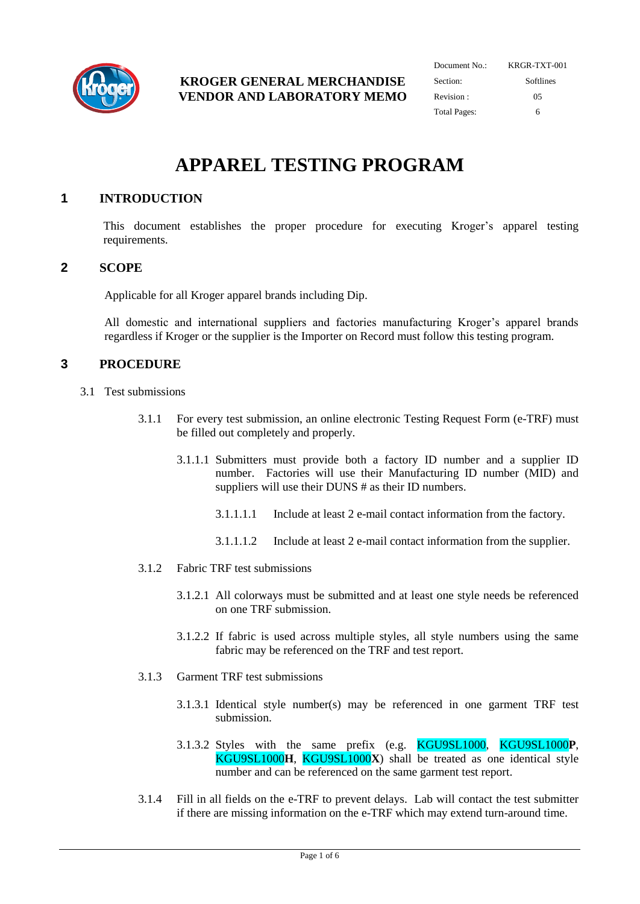**KROGER GENERAL MERCHANDISE VENDOR AND LABORATORY MEMO**

| Document No.: | KRGR-TXT-001 |
| --- | --- |
| Section: | Softlines |
| Revision : | 05 |
| Total Pages: | 6 |

# APPAREL TESTING PROGRAM

## 1 INTRODUCTION

This document establishes the proper procedure for executing Kroger's apparel testing requirements.

## 2 SCOPE

Applicable for all Kroger apparel brands including Dip.

All domestic and international suppliers and factories manufacturing Kroger's apparel brands regardless if Kroger or the supplier is the Importer on Record must follow this testing program.

## 3 PROCEDURE

3.1 Test submissions

3.1.1 For every test submission, an online electronic Testing Request Form (e-TRF) must be filled out completely and properly.

3.1.1.1 Submitters must provide both a factory ID number and a supplier ID number. Factories will use their Manufacturing ID number (MID) and suppliers will use their DUNS # as their ID numbers.

3.1.1.1.1 Include at least 2 e-mail contact information from the factory.

3.1.1.1.2 Include at least 2 e-mail contact information from the supplier.

3.1.2 Fabric TRF test submissions

3.1.2.1 All colorways must be submitted and at least one style needs be referenced on one TRF submission.

3.1.2.2 If fabric is used across multiple styles, all style numbers using the same fabric may be referenced on the TRF and test report.

3.1.3 Garment TRF test submissions

3.1.3.1 Identical style number(s) may be referenced in one garment TRF test submission.

3.1.3.2 Styles with the same prefix (e.g. KGU9SL1000, KGU9SL1000**P**, KGU9SL1000**H**, KGU9SL1000**X**) shall be treated as one identical style number and can be referenced on the same garment test report.

3.1.4 Fill in all fields on the e-TRF to prevent delays. Lab will contact the test submitter if there are missing information on the e-TRF which may extend turn-around time.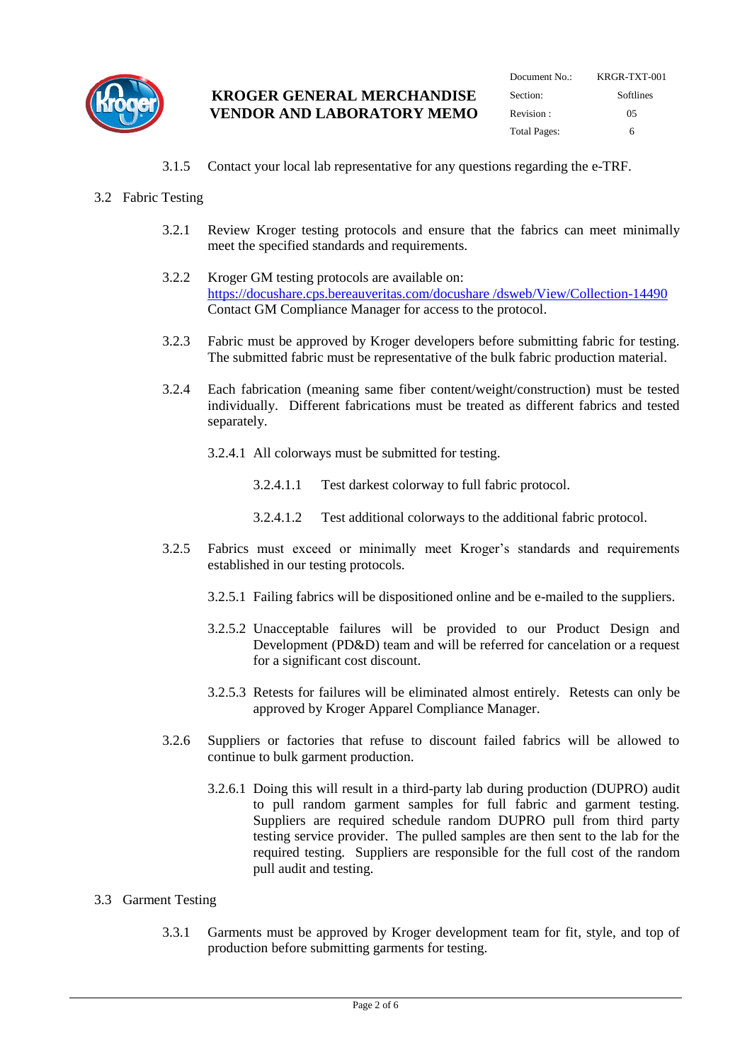3.1.5 Contact your local lab representative for any questions regarding the e-TRF.

## 3.2 Fabric Testing

3.2.1 Review Kroger testing protocols and ensure that the fabrics can meet minimally meet the specified standards and requirements.

3.2.2 Kroger GM testing protocols are available on:
https://docushare.cps.bereauveritas.com/docushare /dsweb/View/Collection-14490
Contact GM Compliance Manager for access to the protocol.

3.2.3 Fabric must be approved by Kroger developers before submitting fabric for testing. The submitted fabric must be representative of the bulk fabric production material.

3.2.4 Each fabrication (meaning same fiber content/weight/construction) must be tested individually. Different fabrications must be treated as different fabrics and tested separately.

3.2.4.1 All colorways must be submitted for testing.

3.2.4.1.1 Test darkest colorway to full fabric protocol.

3.2.4.1.2 Test additional colorways to the additional fabric protocol.

3.2.5 Fabrics must exceed or minimally meet Kroger's standards and requirements established in our testing protocols.

3.2.5.1 Failing fabrics will be dispositioned online and be e-mailed to the suppliers.

3.2.5.2 Unacceptable failures will be provided to our Product Design and Development (PD&D) team and will be referred for cancelation or a request for a significant cost discount.

3.2.5.3 Retests for failures will be eliminated almost entirely. Retests can only be approved by Kroger Apparel Compliance Manager.

3.2.6 Suppliers or factories that refuse to discount failed fabrics will be allowed to continue to bulk garment production.

3.2.6.1 Doing this will result in a third-party lab during production (DUPRO) audit to pull random garment samples for full fabric and garment testing. Suppliers are required schedule random DUPRO pull from third party testing service provider. The pulled samples are then sent to the lab for the required testing. Suppliers are responsible for the full cost of the random pull audit and testing.

## 3.3 Garment Testing

3.3.1 Garments must be approved by Kroger development team for fit, style, and top of production before submitting garments for testing.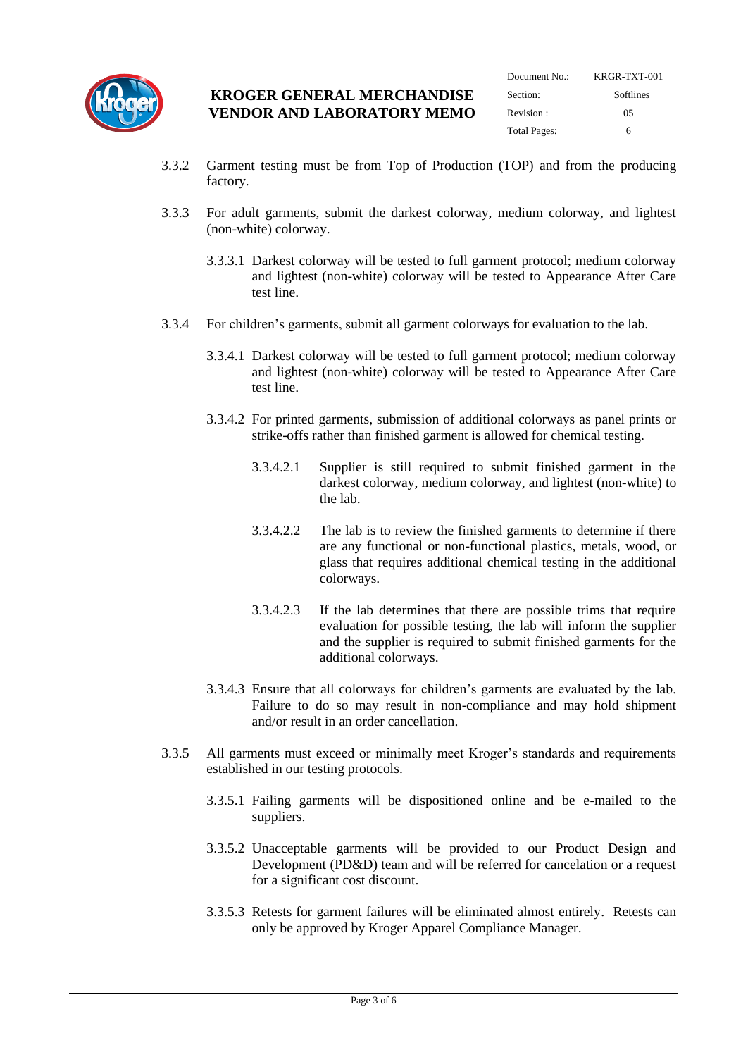3.3.2 Garment testing must be from Top of Production (TOP) and from the producing factory.

3.3.3 For adult garments, submit the darkest colorway, medium colorway, and lightest (non-white) colorway.

3.3.3.1 Darkest colorway will be tested to full garment protocol; medium colorway and lightest (non-white) colorway will be tested to Appearance After Care test line.

3.3.4 For children's garments, submit all garment colorways for evaluation to the lab.

3.3.4.1 Darkest colorway will be tested to full garment protocol; medium colorway and lightest (non-white) colorway will be tested to Appearance After Care test line.

3.3.4.2 For printed garments, submission of additional colorways as panel prints or strike-offs rather than finished garment is allowed for chemical testing.

3.3.4.2.1 Supplier is still required to submit finished garment in the darkest colorway, medium colorway, and lightest (non-white) to the lab.

3.3.4.2.2 The lab is to review the finished garments to determine if there are any functional or non-functional plastics, metals, wood, or glass that requires additional chemical testing in the additional colorways.

3.3.4.2.3 If the lab determines that there are possible trims that require evaluation for possible testing, the lab will inform the supplier and the supplier is required to submit finished garments for the additional colorways.

3.3.4.3 Ensure that all colorways for children's garments are evaluated by the lab. Failure to do so may result in non-compliance and may hold shipment and/or result in an order cancellation.

3.3.5 All garments must exceed or minimally meet Kroger's standards and requirements established in our testing protocols.

3.3.5.1 Failing garments will be dispositioned online and be e-mailed to the suppliers.

3.3.5.2 Unacceptable garments will be provided to our Product Design and Development (PD&D) team and will be referred for cancelation or a request for a significant cost discount.

3.3.5.3 Retests for garment failures will be eliminated almost entirely. Retests can only be approved by Kroger Apparel Compliance Manager.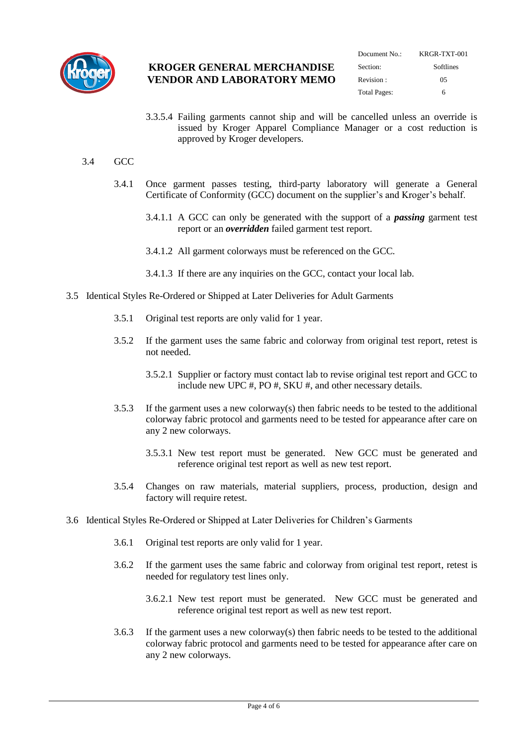3.3.5.4 Failing garments cannot ship and will be cancelled unless an override is issued by Kroger Apparel Compliance Manager or a cost reduction is approved by Kroger developers.

3.4 GCC

3.4.1 Once garment passes testing, third-party laboratory will generate a General Certificate of Conformity (GCC) document on the supplier's and Kroger's behalf.

3.4.1.1 A GCC can only be generated with the support of a ***passing*** garment test report or an ***overridden*** failed garment test report.

3.4.1.2 All garment colorways must be referenced on the GCC.

3.4.1.3 If there are any inquiries on the GCC, contact your local lab.

3.5 Identical Styles Re-Ordered or Shipped at Later Deliveries for Adult Garments

3.5.1 Original test reports are only valid for 1 year.

3.5.2 If the garment uses the same fabric and colorway from original test report, retest is not needed.

3.5.2.1 Supplier or factory must contact lab to revise original test report and GCC to include new UPC #, PO #, SKU #, and other necessary details.

3.5.3 If the garment uses a new colorway(s) then fabric needs to be tested to the additional colorway fabric protocol and garments need to be tested for appearance after care on any 2 new colorways.

3.5.3.1 New test report must be generated. New GCC must be generated and reference original test report as well as new test report.

3.5.4 Changes on raw materials, material suppliers, process, production, design and factory will require retest.

3.6 Identical Styles Re-Ordered or Shipped at Later Deliveries for Children's Garments

3.6.1 Original test reports are only valid for 1 year.

3.6.2 If the garment uses the same fabric and colorway from original test report, retest is needed for regulatory test lines only.

3.6.2.1 New test report must be generated. New GCC must be generated and reference original test report as well as new test report.

3.6.3 If the garment uses a new colorway(s) then fabric needs to be tested to the additional colorway fabric protocol and garments need to be tested for appearance after care on any 2 new colorways.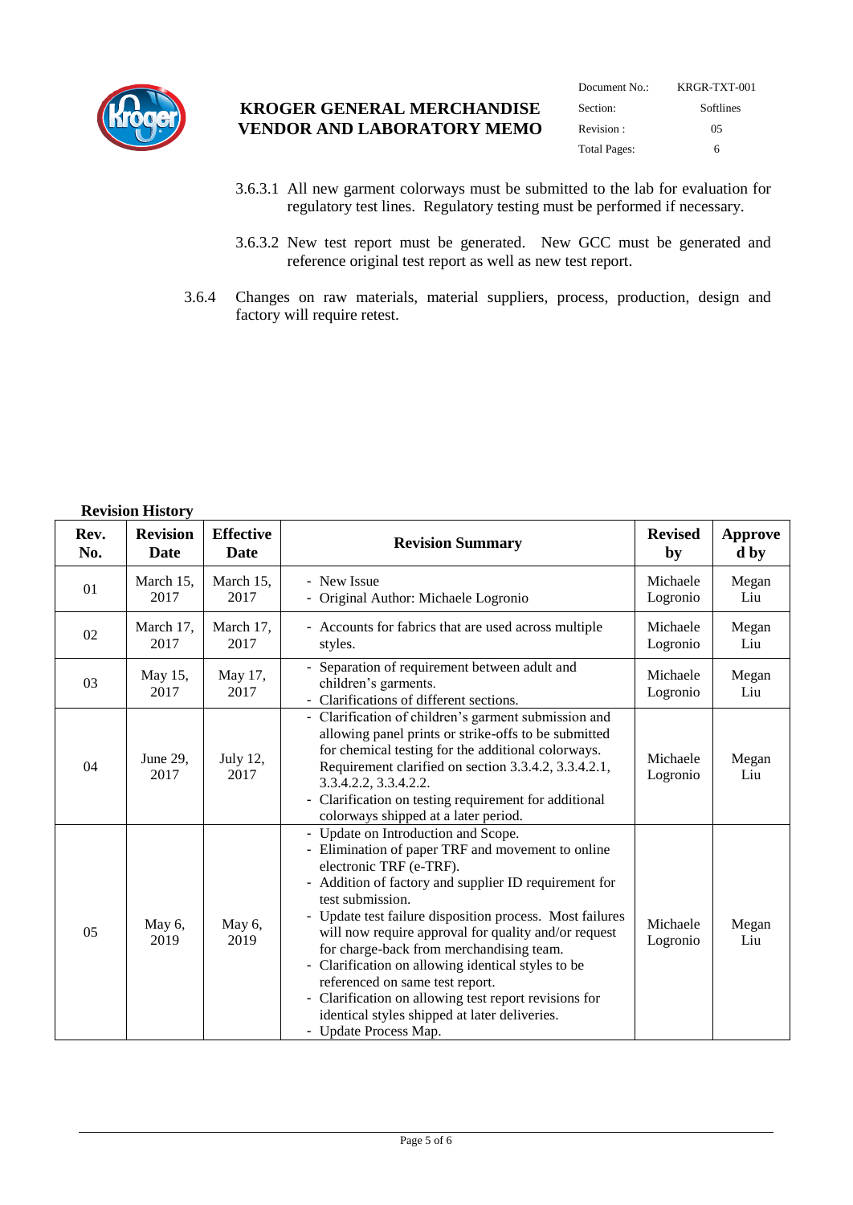3.6.3.1 All new garment colorways must be submitted to the lab for evaluation for regulatory test lines. Regulatory testing must be performed if necessary.

3.6.3.2 New test report must be generated. New GCC must be generated and reference original test report as well as new test report.

3.6.4 Changes on raw materials, material suppliers, process, production, design and factory will require retest.

**Revision History**

| Rev. No. | Revision Date | Effective Date | Revision Summary | Revised by | Approved by |
|---|---|---|---|---|---|
| 01 | March 15, 2017 | March 15, 2017 | - New Issue<br>- Original Author: Michaele Logronio | Michaele Logronio | Megan Liu |
| 02 | March 17, 2017 | March 17, 2017 | - Accounts for fabrics that are used across multiple styles. | Michaele Logronio | Megan Liu |
| 03 | May 15, 2017 | May 17, 2017 | - Separation of requirement between adult and children's garments.<br>- Clarifications of different sections. | Michaele Logronio | Megan Liu |
| 04 | June 29, 2017 | July 12, 2017 | - Clarification of children's garment submission and allowing panel prints or strike-offs to be submitted for chemical testing for the additional colorways. Requirement clarified on section 3.3.4.2, 3.3.4.2.1, 3.3.4.2.2, 3.3.4.2.2.<br>- Clarification on testing requirement for additional colorways shipped at a later period. | Michaele Logronio | Megan Liu |
| 05 | May 6, 2019 | May 6, 2019 | - Update on Introduction and Scope.<br>- Elimination of paper TRF and movement to online electronic TRF (e-TRF).<br>- Addition of factory and supplier ID requirement for test submission.<br>- Update test failure disposition process. Most failures will now require approval for quality and/or request for charge-back from merchandising team.<br>- Clarification on allowing identical styles to be referenced on same test report.<br>- Clarification on allowing test report revisions for identical styles shipped at later deliveries.<br>- Update Process Map. | Michaele Logronio | Megan Liu |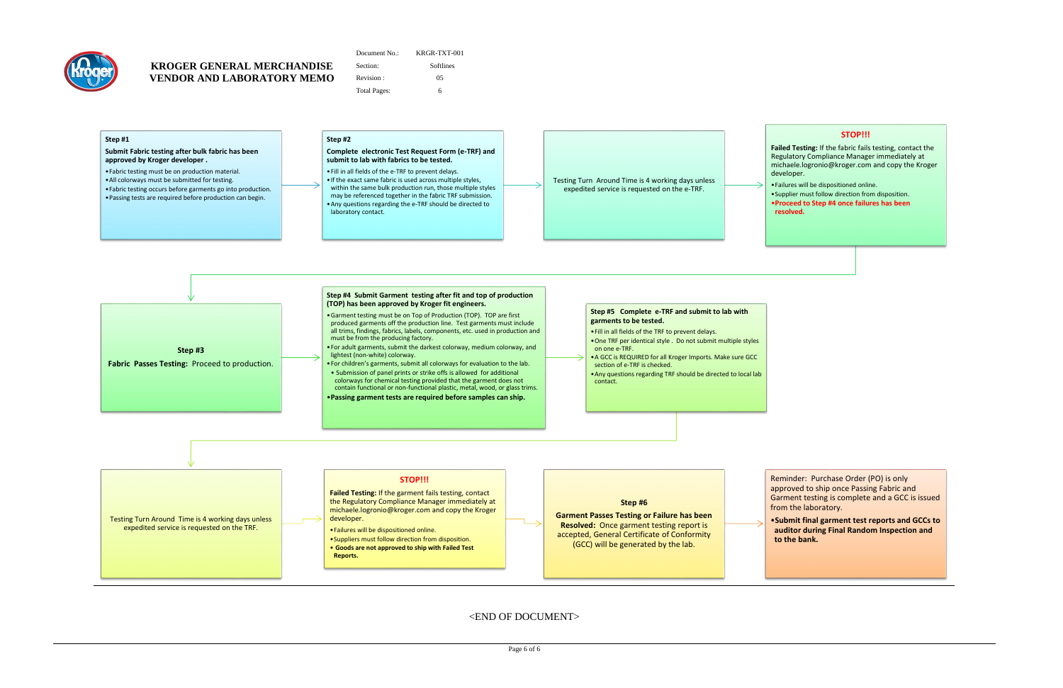**KROGER GENERAL MERCHANDISE VENDOR AND LABORATORY MEMO**

| | |
|---|---|
| Document No.: | KRGR-TXT-001 |
| Section: | Softlines |
| Revision : | 05 |
| Total Pages: | 6 |

**Step #1**

**Submit Fabric testing after bulk fabric has been approved by Kroger developer .**

- Fabric testing must be on production material.
- All colorways must be submitted for testing.
- Fabric testing occurs before garments go into production.
- Passing tests are required before production can begin.

**Step #2**

**Complete electronic Test Request Form (e-TRF) and submit to lab with fabrics to be tested.**

- Fill in all fields of the e-TRF to prevent delays.
- If the exact same fabric is used across multiple styles, within the same bulk production run, those multiple styles may be referenced together in the fabric TRF submission.
- Any questions regarding the e-TRF should be directed to laboratory contact.

Testing Turn Around Time is 4 working days unless expedited service is requested on the e-TRF.

**STOP!!!**

**Failed Testing:** If the fabric fails testing, contact the Regulatory Compliance Manager immediately at michaele.logronio@kroger.com and copy the Kroger developer.

- Failures will be dispositioned online.
- Supplier must follow direction from disposition.
- **Proceed to Step #4 once failures has been resolved.**

**Step #3**

**Fabric Passes Testing:** Proceed to production.

**Step #4 Submit Garment testing after fit and top of production (TOP) has been approved by Kroger fit engineers.**

- Garment testing must be on Top of Production (TOP). TOP are first produced garments off the production line. Test garments must include all trims, findings, fabrics, labels, components, etc. used in production and must be from the producing factory.
- For adult garments, submit the darkest colorway, medium colorway, and lightest (non-white) colorway.
- For children's garments, submit all colorways for evaluation to the lab.
  - Submission of panel prints or strike offs is allowed for additional colorways for chemical testing provided that the garment does not contain functional or non-functional plastic, metal, wood, or glass trims.
- **Passing garment tests are required before samples can ship.**

**Step #5 Complete e-TRF and submit to lab with garments to be tested.**

- Fill in all fields of the TRF to prevent delays.
- One TRF per identical style . Do not submit multiple styles on one e-TRF.
- A GCC is REQUIRED for all Kroger Imports. Make sure GCC section of e-TRF is checked.
- Any questions regarding TRF should be directed to local lab contact.

Testing Turn Around Time is 4 working days unless expedited service is requested on the TRF.

**STOP!!!**

**Failed Testing:** If the garment fails testing, contact the Regulatory Compliance Manager immediately at michaele.logronio@kroger.com and copy the Kroger developer.

- Failures will be dispositioned online.
- Suppliers must follow direction from disposition.
- **Goods are not approved to ship with Failed Test Reports.**

**Step #6**

**Garment Passes Testing or Failure has been Resolved:** Once garment testing report is accepted, General Certificate of Conformity (GCC) will be generated by the lab.

Reminder: Purchase Order (PO) is only approved to ship once Passing Fabric and Garment testing is complete and a GCC is issued from the laboratory.

- **Submit final garment test reports and GCCs to auditor during Final Random Inspection and to the bank.**

<END OF DOCUMENT>